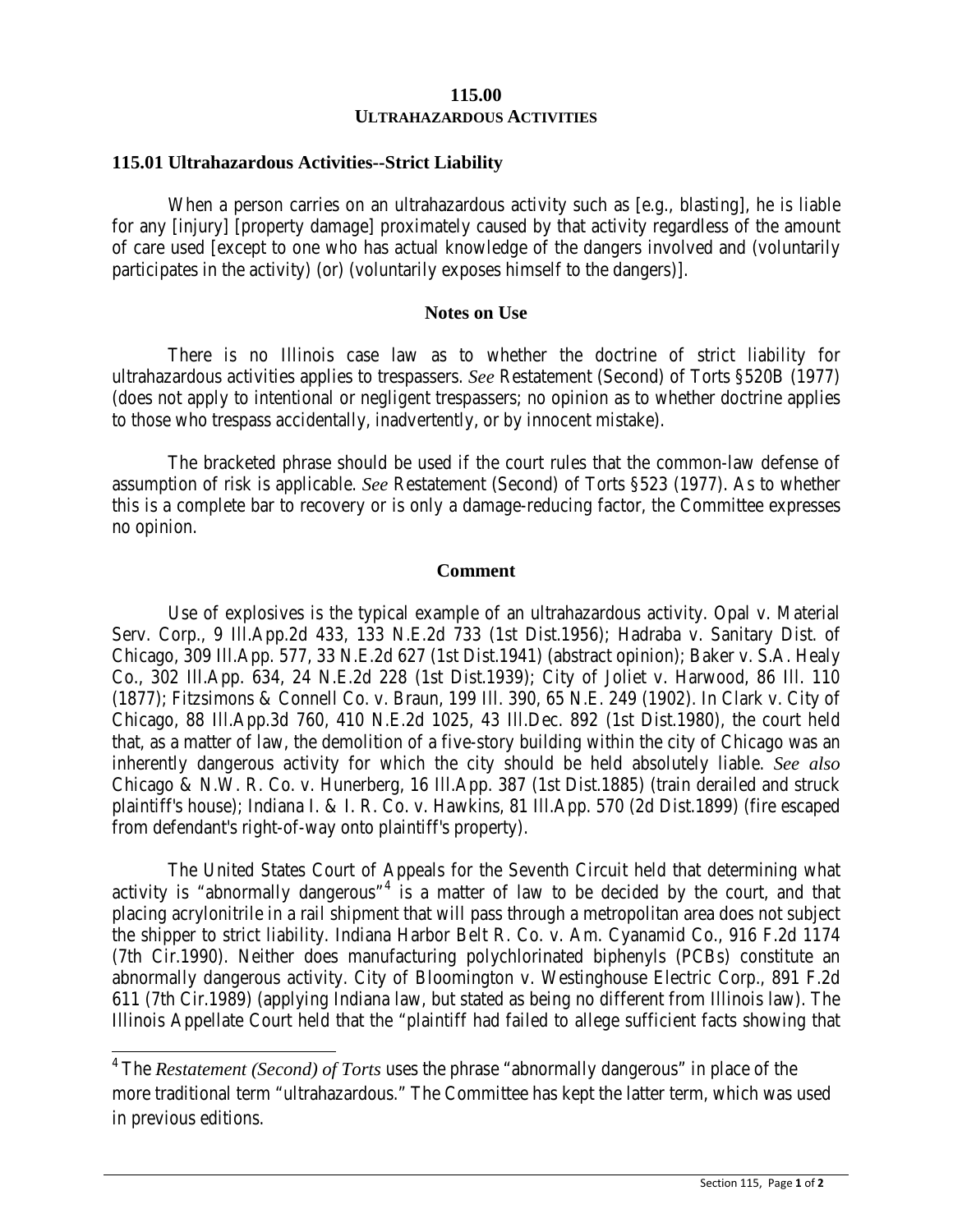# 115.00
## ULTRAHAZARDOUS ACTIVITIES

### 115.01 Ultrahazardous Activities--Strict Liability

When a person carries on an ultrahazardous activity such as [e.g., blasting], he is liable for any [injury] [property damage] proximately caused by that activity regardless of the amount of care used [except to one who has actual knowledge of the dangers involved and (voluntarily participates in the activity) (or) (voluntarily exposes himself to the dangers)].

#### Notes on Use

There is no Illinois case law as to whether the doctrine of strict liability for ultrahazardous activities applies to trespassers. *See* Restatement (Second) of Torts §520B (1977) (does not apply to intentional or negligent trespassers; no opinion as to whether doctrine applies to those who trespass accidentally, inadvertently, or by innocent mistake).

The bracketed phrase should be used if the court rules that the common-law defense of assumption of risk is applicable. *See* Restatement (Second) of Torts §523 (1977). As to whether this is a complete bar to recovery or is only a damage-reducing factor, the Committee expresses no opinion.

#### Comment

Use of explosives is the typical example of an ultrahazardous activity. Opal v. Material Serv. Corp., 9 Ill.App.2d 433, 133 N.E.2d 733 (1st Dist.1956); Hadraba v. Sanitary Dist. of Chicago, 309 Ill.App. 577, 33 N.E.2d 627 (1st Dist.1941) (abstract opinion); Baker v. S.A. Healy Co., 302 Ill.App. 634, 24 N.E.2d 228 (1st Dist.1939); City of Joliet v. Harwood, 86 Ill. 110 (1877); Fitzsimons & Connell Co. v. Braun, 199 Ill. 390, 65 N.E. 249 (1902). In Clark v. City of Chicago, 88 Ill.App.3d 760, 410 N.E.2d 1025, 43 Ill.Dec. 892 (1st Dist.1980), the court held that, as a matter of law, the demolition of a five-story building within the city of Chicago was an inherently dangerous activity for which the city should be held absolutely liable. *See also* Chicago & N.W. R. Co. v. Hunerberg, 16 Ill.App. 387 (1st Dist.1885) (train derailed and struck plaintiff's house); Indiana I. & I. R. Co. v. Hawkins, 81 Ill.App. 570 (2d Dist.1899) (fire escaped from defendant's right-of-way onto plaintiff's property).

The United States Court of Appeals for the Seventh Circuit held that determining what activity is "abnormally dangerous"[4] is a matter of law to be decided by the court, and that placing acrylonitrile in a rail shipment that will pass through a metropolitan area does not subject the shipper to strict liability. Indiana Harbor Belt R. Co. v. Am. Cyanamid Co., 916 F.2d 1174 (7th Cir.1990). Neither does manufacturing polychlorinated biphenyls (PCBs) constitute an abnormally dangerous activity. City of Bloomington v. Westinghouse Electric Corp., 891 F.2d 611 (7th Cir.1989) (applying Indiana law, but stated as being no different from Illinois law). The Illinois Appellate Court held that the "plaintiff had failed to allege sufficient facts showing that

---

[4] The *Restatement (Second) of Torts* uses the phrase "abnormally dangerous" in place of the more traditional term "ultrahazardous." The Committee has kept the latter term, which was used in previous editions.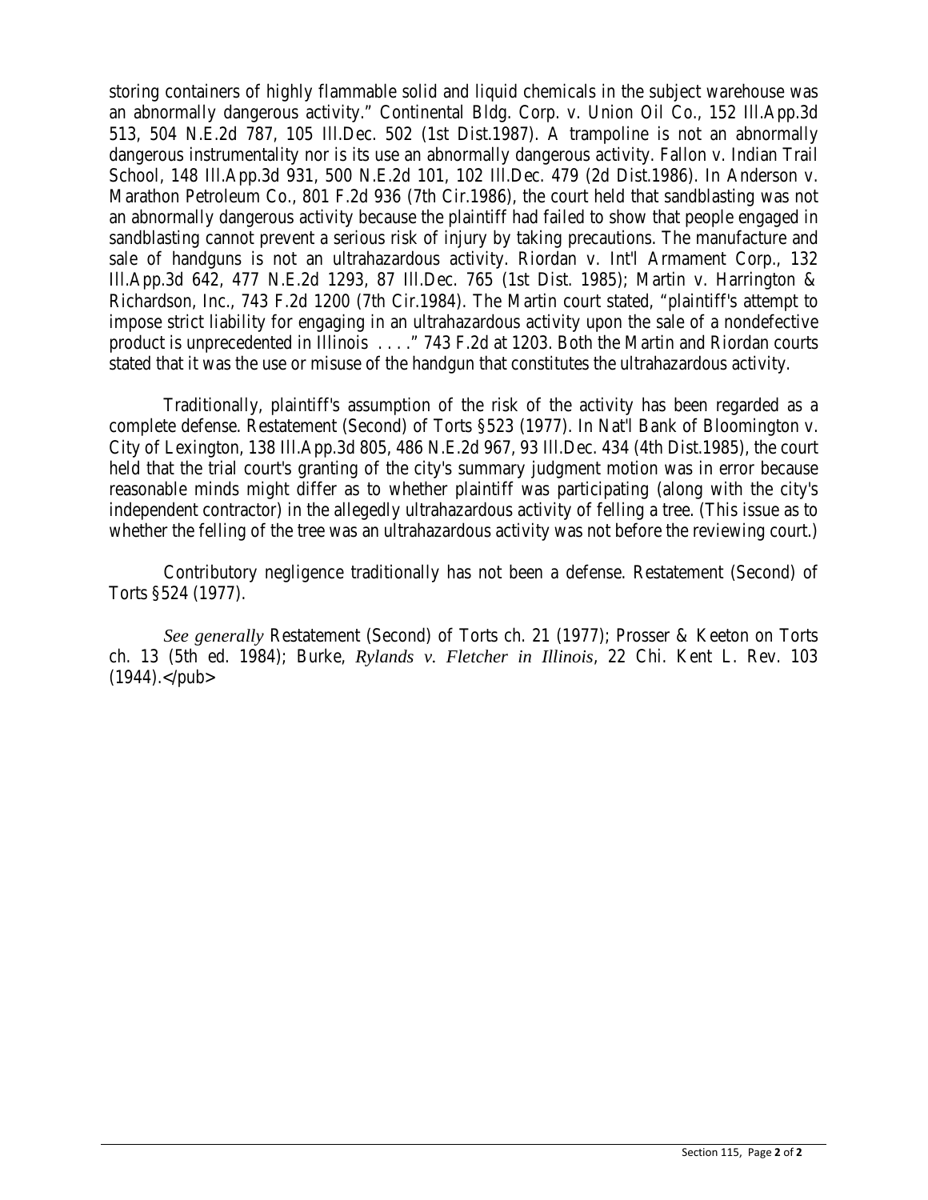storing containers of highly flammable solid and liquid chemicals in the subject warehouse was an abnormally dangerous activity." Continental Bldg. Corp. v. Union Oil Co., 152 Ill.App.3d 513, 504 N.E.2d 787, 105 Ill.Dec. 502 (1st Dist.1987). A trampoline is not an abnormally dangerous instrumentality nor is its use an abnormally dangerous activity. Fallon v. Indian Trail School, 148 Ill.App.3d 931, 500 N.E.2d 101, 102 Ill.Dec. 479 (2d Dist.1986). In Anderson v. Marathon Petroleum Co., 801 F.2d 936 (7th Cir.1986), the court held that sandblasting was not an abnormally dangerous activity because the plaintiff had failed to show that people engaged in sandblasting cannot prevent a serious risk of injury by taking precautions. The manufacture and sale of handguns is not an ultrahazardous activity. Riordan v. Int'l Armament Corp., 132 Ill.App.3d 642, 477 N.E.2d 1293, 87 Ill.Dec. 765 (1st Dist. 1985); Martin v. Harrington & Richardson, Inc., 743 F.2d 1200 (7th Cir.1984). The Martin court stated, "plaintiff's attempt to impose strict liability for engaging in an ultrahazardous activity upon the sale of a nondefective product is unprecedented in Illinois . . . ." 743 F.2d at 1203. Both the Martin and Riordan courts stated that it was the use or misuse of the handgun that constitutes the ultrahazardous activity.

Traditionally, plaintiff's assumption of the risk of the activity has been regarded as a complete defense. Restatement (Second) of Torts §523 (1977). In Nat'l Bank of Bloomington v. City of Lexington, 138 Ill.App.3d 805, 486 N.E.2d 967, 93 Ill.Dec. 434 (4th Dist.1985), the court held that the trial court's granting of the city's summary judgment motion was in error because reasonable minds might differ as to whether plaintiff was participating (along with the city's independent contractor) in the allegedly ultrahazardous activity of felling a tree. (This issue as to whether the felling of the tree was an ultrahazardous activity was not before the reviewing court.)

Contributory negligence traditionally has not been a defense. Restatement (Second) of Torts §524 (1977).

*See generally* Restatement (Second) of Torts ch. 21 (1977); Prosser & Keeton on Torts ch. 13 (5th ed. 1984); Burke, *Rylands v. Fletcher in Illinois*, 22 Chi. Kent L. Rev. 103 (1944).</pub>